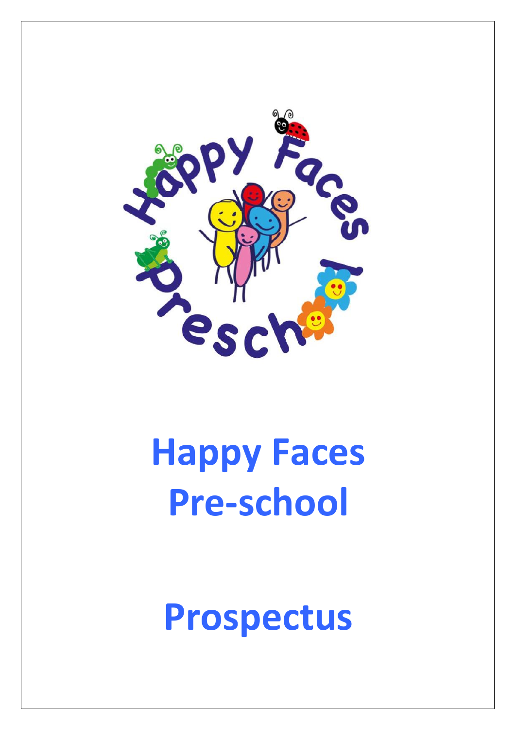# Happy Faces Pre-school

# Prospectus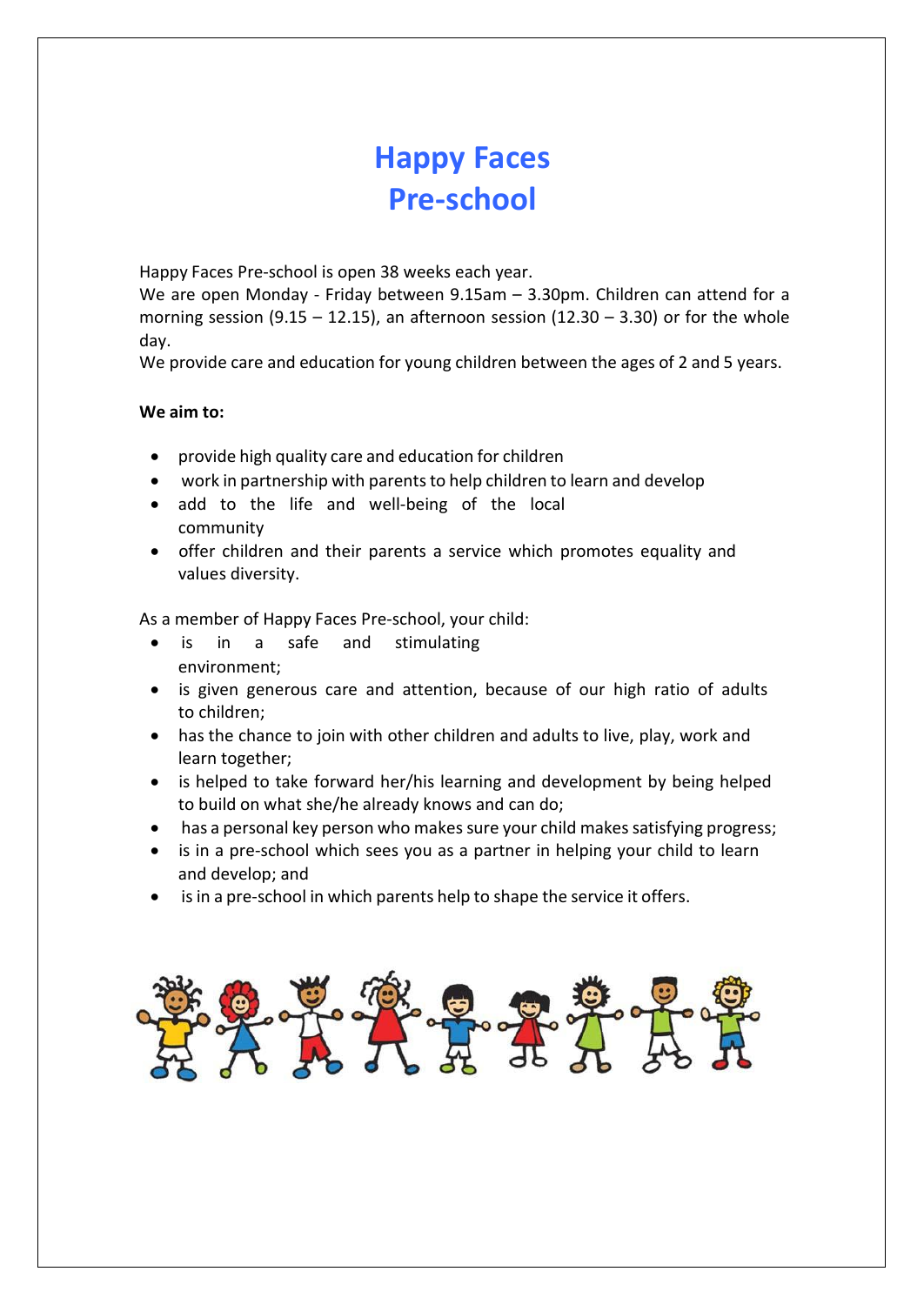# Happy Faces Pre-school

Happy Faces Pre-school is open 38 weeks each year.

We are open Monday - Friday between 9.15am – 3.30pm. Children can attend for a morning session (9.15 – 12.15), an afternoon session (12.30 – 3.30) or for the whole day.

We provide care and education for young children between the ages of 2 and 5 years.

**We aim to:**

- provide high quality care and education for children
- work in partnership with parents to help children to learn and develop
- add to the life and well-being of the local community
- offer children and their parents a service which promotes equality and values diversity.

As a member of Happy Faces Pre-school, your child:

- is in a safe and stimulating environment;
- is given generous care and attention, because of our high ratio of adults to children;
- has the chance to join with other children and adults to live, play, work and learn together;
- is helped to take forward her/his learning and development by being helped to build on what she/he already knows and can do;
- has a personal key person who makes sure your child makes satisfying progress;
- is in a pre-school which sees you as a partner in helping your child to learn and develop; and
- is in a pre-school in which parents help to shape the service it offers.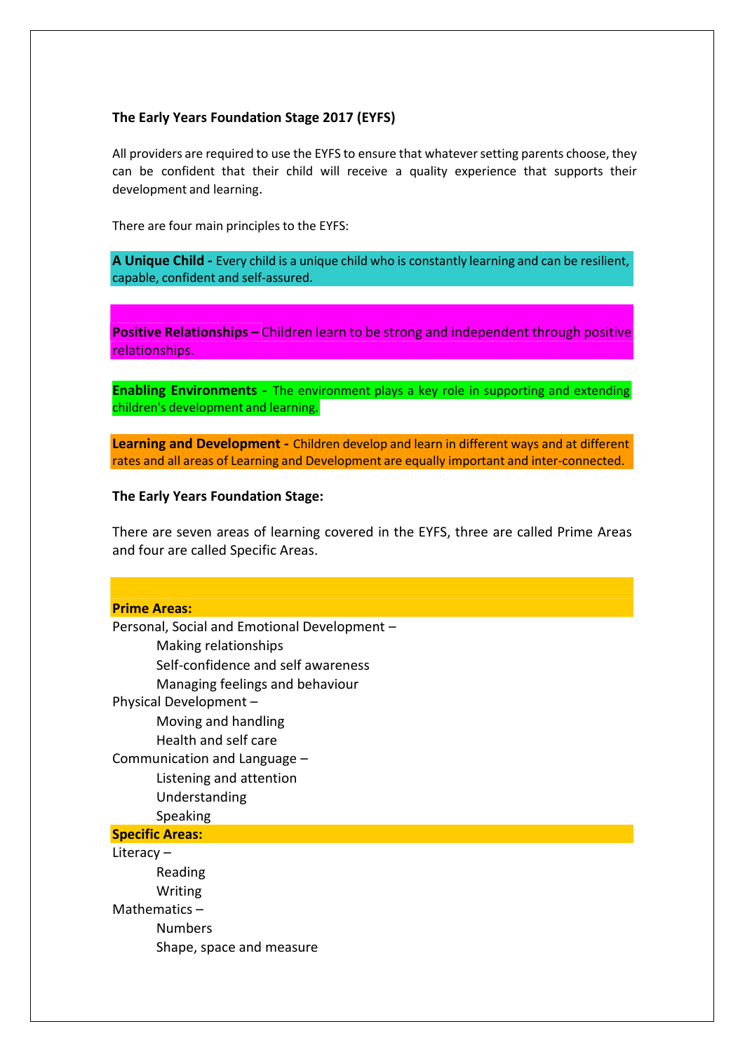**The Early Years Foundation Stage 2017 (EYFS)**

All providers are required to use the EYFS to ensure that whatever setting parents choose, they can be confident that their child will receive a quality experience that supports their development and learning.

There are four main principles to the EYFS:

**A Unique Child -** Every child is a unique child who is constantly learning and can be resilient, capable, confident and self-assured.

**Positive Relationships –** Children learn to be strong and independent through positive relationships.

**Enabling Environments -** The environment plays a key role in supporting and extending children's development and learning.

**Learning and Development -** Children develop and learn in different ways and at different rates and all areas of Learning and Development are equally important and inter-connected.

**The Early Years Foundation Stage:**

There are seven areas of learning covered in the EYFS, three are called Prime Areas and four are called Specific Areas.

**Prime Areas:**

Personal, Social and Emotional Development –
- Making relationships
- Self-confidence and self awareness
- Managing feelings and behaviour

Physical Development –
- Moving and handling
- Health and self care

Communication and Language –
- Listening and attention
- Understanding
- Speaking

**Specific Areas:**

Literacy –
- Reading
- Writing

Mathematics –
- Numbers
- Shape, space and measure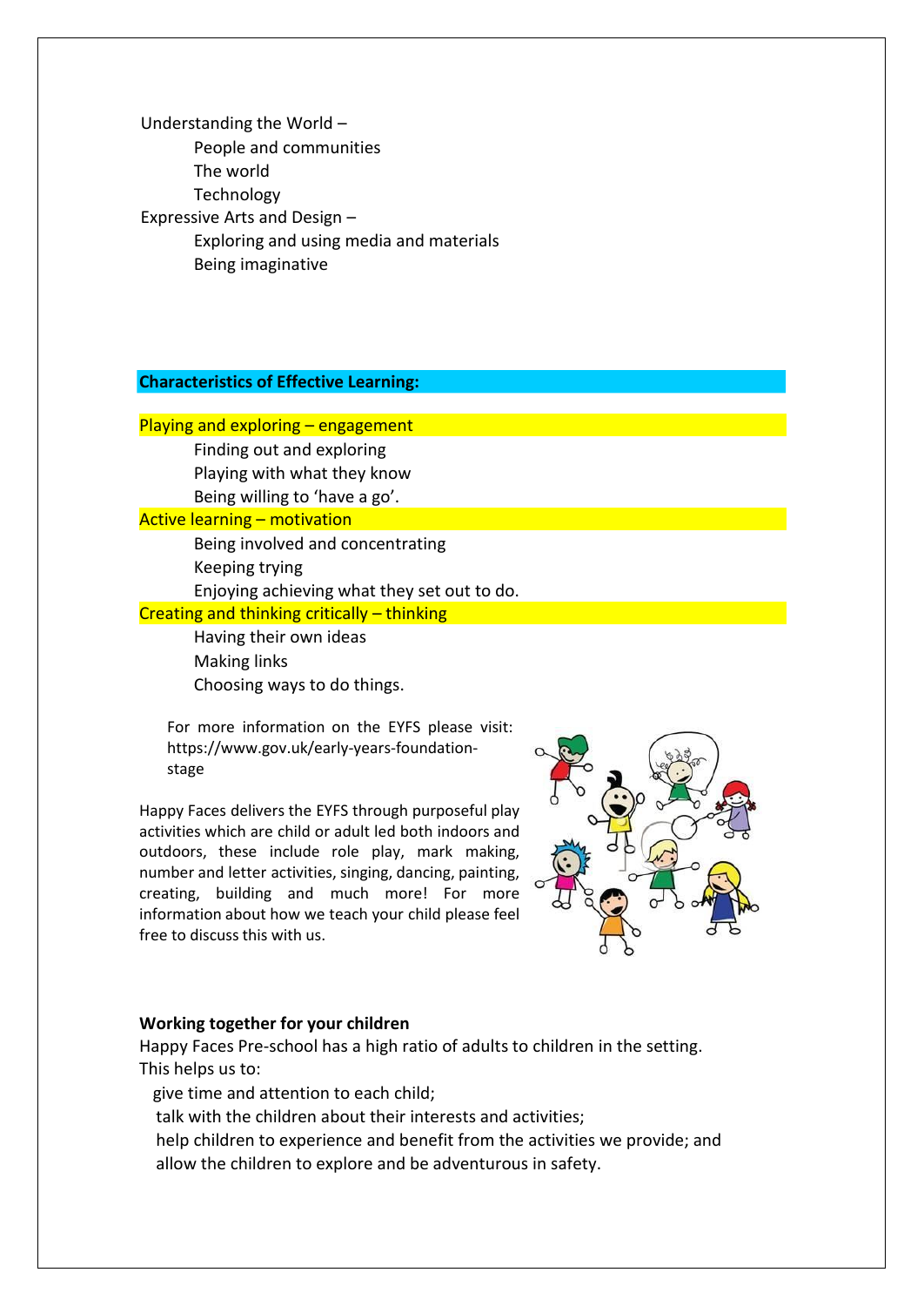Understanding the World –

- People and communities
- The world
- Technology

Expressive Arts and Design –

- Exploring and using media and materials
- Being imaginative

**Characteristics of Effective Learning:**

Playing and exploring – engagement

- Finding out and exploring
- Playing with what they know
- Being willing to 'have a go'.

Active learning – motivation

- Being involved and concentrating
- Keeping trying
- Enjoying achieving what they set out to do.

Creating and thinking critically – thinking

- Having their own ideas
- Making links
- Choosing ways to do things.

For more information on the EYFS please visit: https://www.gov.uk/early-years-foundation-stage

Happy Faces delivers the EYFS through purposeful play activities which are child or adult led both indoors and outdoors, these include role play, mark making, number and letter activities, singing, dancing, painting, creating, building and much more! For more information about how we teach your child please feel free to discuss this with us.

**Working together for your children**

Happy Faces Pre-school has a high ratio of adults to children in the setting. This helps us to:

- give time and attention to each child;
- talk with the children about their interests and activities;
- help children to experience and benefit from the activities we provide; and
- allow the children to explore and be adventurous in safety.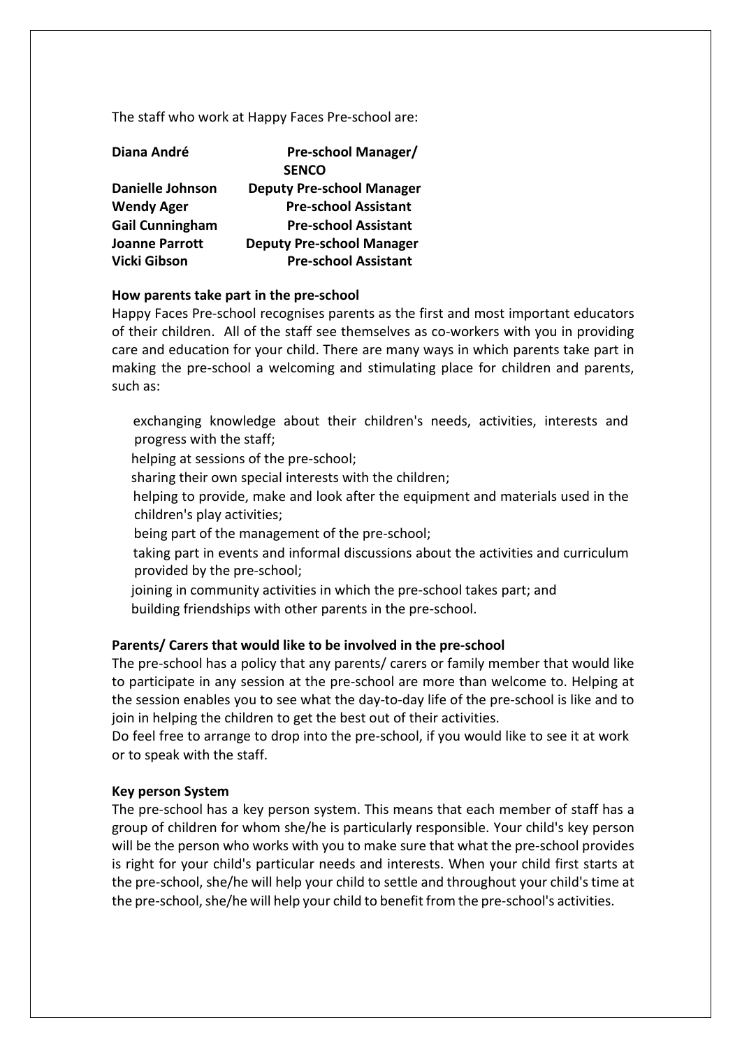The staff who work at Happy Faces Pre-school are:

| | |
|---|---|
| **Diana André** | **Pre-school Manager/ SENCO** |
| **Danielle Johnson** | **Deputy Pre-school Manager** |
| **Wendy Ager** | **Pre-school Assistant** |
| **Gail Cunningham** | **Pre-school Assistant** |
| **Joanne Parrott** | **Deputy Pre-school Manager** |
| **Vicki Gibson** | **Pre-school Assistant** |

**How parents take part in the pre-school**

Happy Faces Pre-school recognises parents as the first and most important educators of their children. All of the staff see themselves as co-workers with you in providing care and education for your child. There are many ways in which parents take part in making the pre-school a welcoming and stimulating place for children and parents, such as:

- exchanging knowledge about their children's needs, activities, interests and progress with the staff;
- helping at sessions of the pre-school;
- sharing their own special interests with the children;
- helping to provide, make and look after the equipment and materials used in the children's play activities;
- being part of the management of the pre-school;
- taking part in events and informal discussions about the activities and curriculum provided by the pre-school;
- joining in community activities in which the pre-school takes part; and
- building friendships with other parents in the pre-school.

**Parents/ Carers that would like to be involved in the pre-school**

The pre-school has a policy that any parents/ carers or family member that would like to participate in any session at the pre-school are more than welcome to. Helping at the session enables you to see what the day-to-day life of the pre-school is like and to join in helping the children to get the best out of their activities.

Do feel free to arrange to drop into the pre-school, if you would like to see it at work or to speak with the staff.

**Key person System**

The pre-school has a key person system. This means that each member of staff has a group of children for whom she/he is particularly responsible. Your child's key person will be the person who works with you to make sure that what the pre-school provides is right for your child's particular needs and interests. When your child first starts at the pre-school, she/he will help your child to settle and throughout your child's time at the pre-school, she/he will help your child to benefit from the pre-school's activities.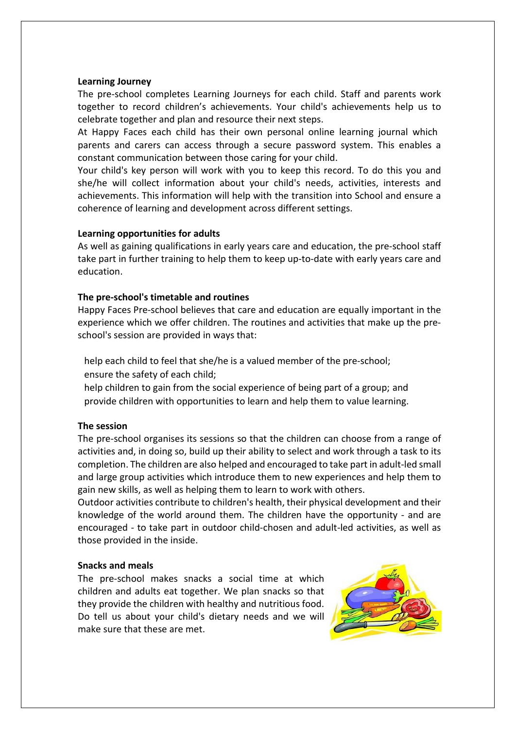**Learning Journey**

The pre-school completes Learning Journeys for each child. Staff and parents work together to record children's achievements. Your child's achievements help us to celebrate together and plan and resource their next steps.

At Happy Faces each child has their own personal online learning journal which parents and carers can access through a secure password system. This enables a constant communication between those caring for your child.

Your child's key person will work with you to keep this record. To do this you and she/he will collect information about your child's needs, activities, interests and achievements. This information will help with the transition into School and ensure a coherence of learning and development across different settings.

**Learning opportunities for adults**

As well as gaining qualifications in early years care and education, the pre-school staff take part in further training to help them to keep up-to-date with early years care and education.

**The pre-school's timetable and routines**

Happy Faces Pre-school believes that care and education are equally important in the experience which we offer children. The routines and activities that make up the pre-school's session are provided in ways that:

- help each child to feel that she/he is a valued member of the pre-school;
- ensure the safety of each child;
- help children to gain from the social experience of being part of a group; and
- provide children with opportunities to learn and help them to value learning.

**The session**

The pre-school organises its sessions so that the children can choose from a range of activities and, in doing so, build up their ability to select and work through a task to its completion. The children are also helped and encouraged to take part in adult-led small and large group activities which introduce them to new experiences and help them to gain new skills, as well as helping them to learn to work with others.

Outdoor activities contribute to children's health, their physical development and their knowledge of the world around them. The children have the opportunity - and are encouraged - to take part in outdoor child-chosen and adult-led activities, as well as those provided in the inside.

**Snacks and meals**

The pre-school makes snacks a social time at which children and adults eat together. We plan snacks so that they provide the children with healthy and nutritious food. Do tell us about your child's dietary needs and we will make sure that these are met.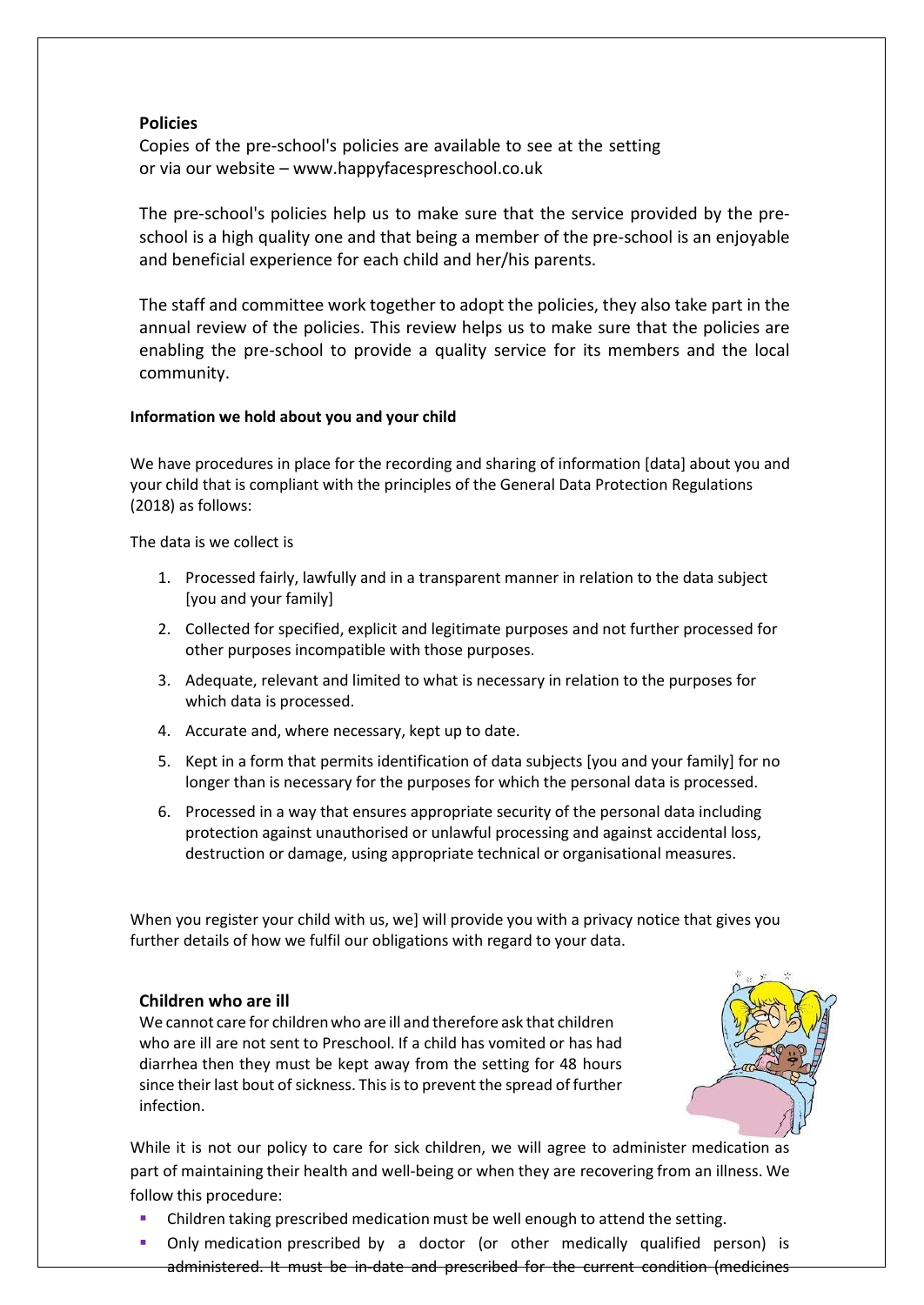## Policies

Copies of the pre-school's policies are available to see at the setting or via our website – www.happyfacespreschool.co.uk

The pre-school's policies help us to make sure that the service provided by the pre-school is a high quality one and that being a member of the pre-school is an enjoyable and beneficial experience for each child and her/his parents.

The staff and committee work together to adopt the policies, they also take part in the annual review of the policies. This review helps us to make sure that the policies are enabling the pre-school to provide a quality service for its members and the local community.

### Information we hold about you and your child

We have procedures in place for the recording and sharing of information [data] about you and your child that is compliant with the principles of the General Data Protection Regulations (2018) as follows:

The data is we collect is

1. Processed fairly, lawfully and in a transparent manner in relation to the data subject [you and your family]
2. Collected for specified, explicit and legitimate purposes and not further processed for other purposes incompatible with those purposes.
3. Adequate, relevant and limited to what is necessary in relation to the purposes for which data is processed.
4. Accurate and, where necessary, kept up to date.
5. Kept in a form that permits identification of data subjects [you and your family] for no longer than is necessary for the purposes for which the personal data is processed.
6. Processed in a way that ensures appropriate security of the personal data including protection against unauthorised or unlawful processing and against accidental loss, destruction or damage, using appropriate technical or organisational measures.

When you register your child with us, we] will provide you with a privacy notice that gives you further details of how we fulfil our obligations with regard to your data.

## Children who are ill

We cannot care for children who are ill and therefore ask that children who are ill are not sent to Preschool. If a child has vomited or has had diarrhea then they must be kept away from the setting for 48 hours since their last bout of sickness. This is to prevent the spread of further infection.

While it is not our policy to care for sick children, we will agree to administer medication as part of maintaining their health and well-being or when they are recovering from an illness. We follow this procedure:

- Children taking prescribed medication must be well enough to attend the setting.
- Only medication prescribed by a doctor (or other medically qualified person) is administered. It must be in-date and prescribed for the current condition (medicines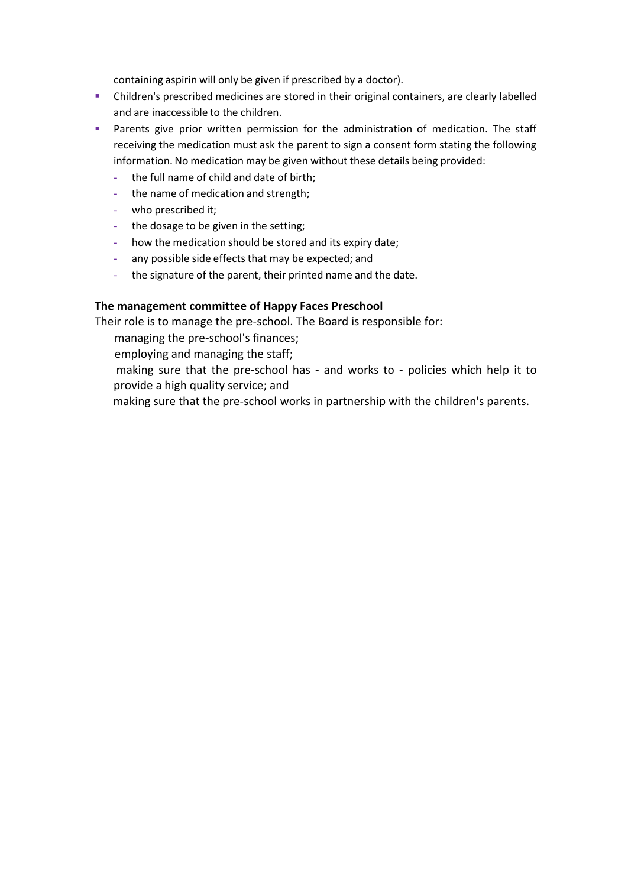containing aspirin will only be given if prescribed by a doctor).

- Children's prescribed medicines are stored in their original containers, are clearly labelled and are inaccessible to the children.
- Parents give prior written permission for the administration of medication. The staff receiving the medication must ask the parent to sign a consent form stating the following information. No medication may be given without these details being provided:
  - the full name of child and date of birth;
  - the name of medication and strength;
  - who prescribed it;
  - the dosage to be given in the setting;
  - how the medication should be stored and its expiry date;
  - any possible side effects that may be expected; and
  - the signature of the parent, their printed name and the date.

**The management committee of Happy Faces Preschool**

Their role is to manage the pre-school. The Board is responsible for:

managing the pre-school's finances;

employing and managing the staff;

making sure that the pre-school has - and works to - policies which help it to provide a high quality service; and

making sure that the pre-school works in partnership with the children's parents.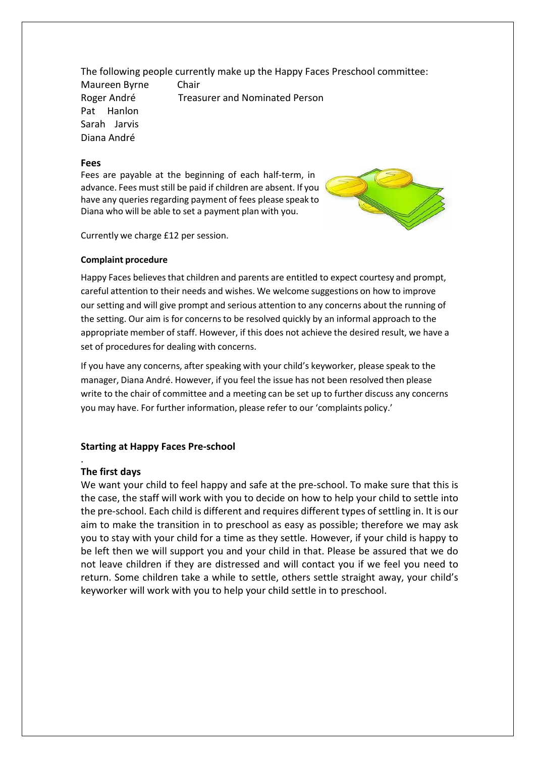The following people currently make up the Happy Faces Preschool committee:

Maureen Byrne        Chair
Roger André        Treasurer and Nominated Person
Pat Hanlon
Sarah Jarvis
Diana André

**Fees**

Fees are payable at the beginning of each half-term, in advance. Fees must still be paid if children are absent. If you have any queries regarding payment of fees please speak to Diana who will be able to set a payment plan with you.

Currently we charge £12 per session.

**Complaint procedure**

Happy Faces believes that children and parents are entitled to expect courtesy and prompt, careful attention to their needs and wishes. We welcome suggestions on how to improve our setting and will give prompt and serious attention to any concerns about the running of the setting. Our aim is for concerns to be resolved quickly by an informal approach to the appropriate member of staff. However, if this does not achieve the desired result, we have a set of procedures for dealing with concerns.

If you have any concerns, after speaking with your child's keyworker, please speak to the manager, Diana André. However, if you feel the issue has not been resolved then please write to the chair of committee and a meeting can be set up to further discuss any concerns you may have. For further information, please refer to our 'complaints policy.'

**Starting at Happy Faces Pre-school**

**The first days**

We want your child to feel happy and safe at the pre-school. To make sure that this is the case, the staff will work with you to decide on how to help your child to settle into the pre-school. Each child is different and requires different types of settling in. It is our aim to make the transition in to preschool as easy as possible; therefore we may ask you to stay with your child for a time as they settle. However, if your child is happy to be left then we will support you and your child in that. Please be assured that we do not leave children if they are distressed and will contact you if we feel you need to return. Some children take a while to settle, others settle straight away, your child's keyworker will work with you to help your child settle in to preschool.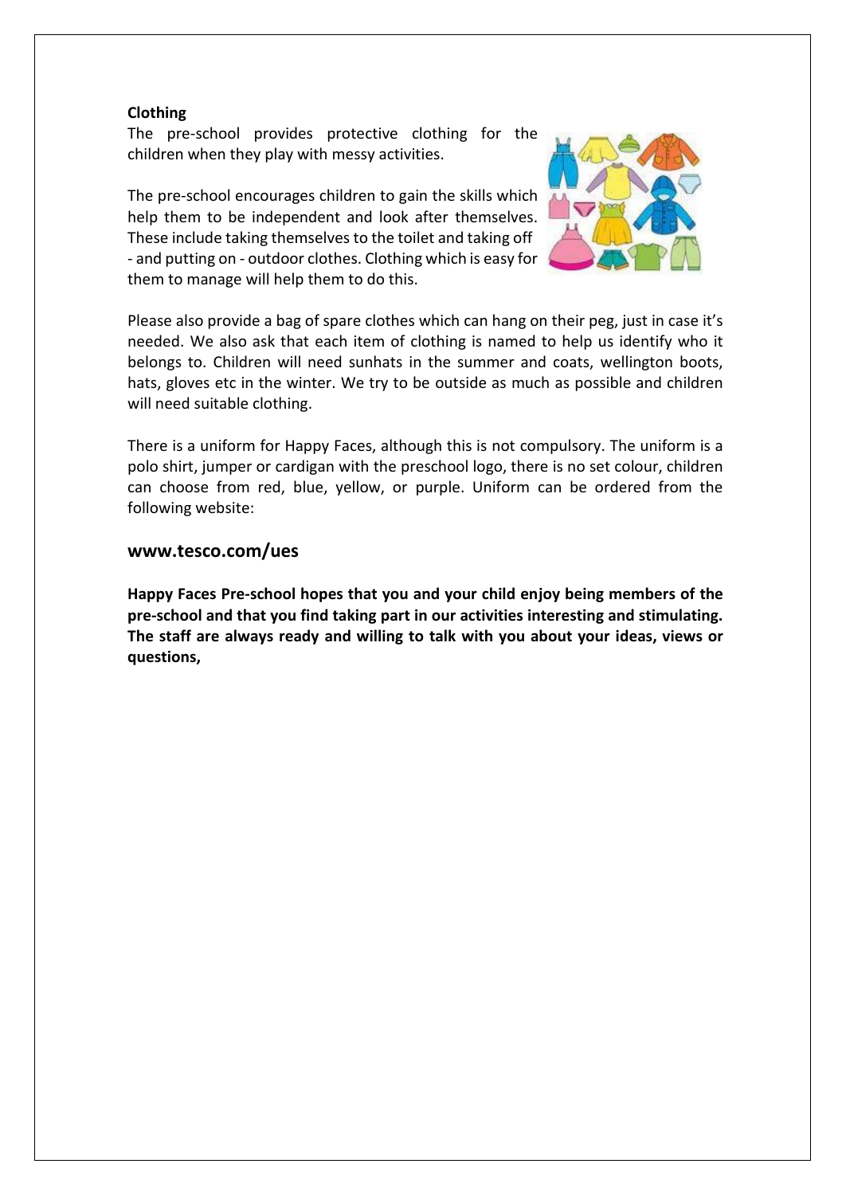**Clothing**

The pre-school provides protective clothing for the children when they play with messy activities.

The pre-school encourages children to gain the skills which help them to be independent and look after themselves. These include taking themselves to the toilet and taking off - and putting on - outdoor clothes. Clothing which is easy for them to manage will help them to do this.

Please also provide a bag of spare clothes which can hang on their peg, just in case it's needed. We also ask that each item of clothing is named to help us identify who it belongs to. Children will need sunhats in the summer and coats, wellington boots, hats, gloves etc in the winter. We try to be outside as much as possible and children will need suitable clothing.

There is a uniform for Happy Faces, although this is not compulsory. The uniform is a polo shirt, jumper or cardigan with the preschool logo, there is no set colour, children can choose from red, blue, yellow, or purple. Uniform can be ordered from the following website:

## www.tesco.com/ues

**Happy Faces Pre-school hopes that you and your child enjoy being members of the pre-school and that you find taking part in our activities interesting and stimulating. The staff are always ready and willing to talk with you about your ideas, views or questions,**